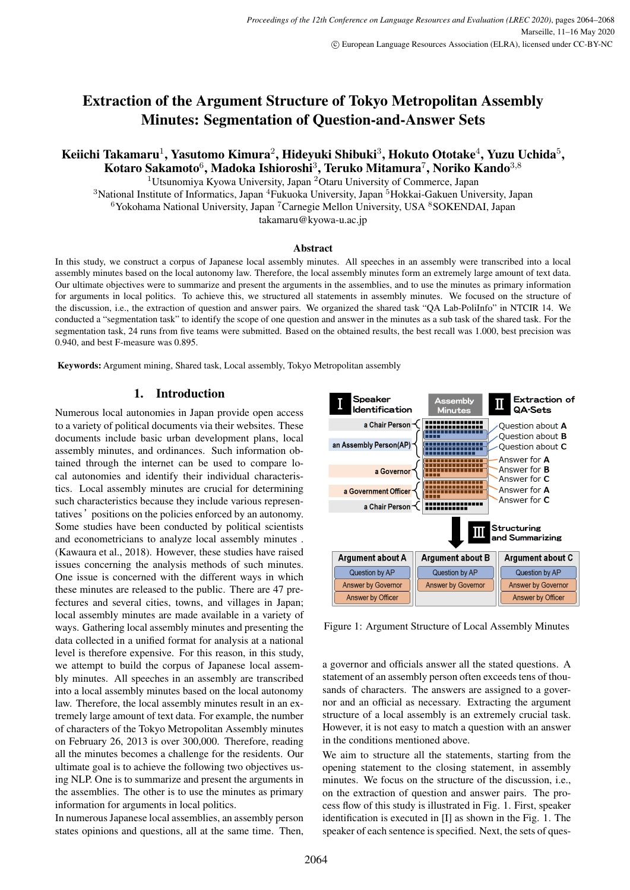# Extraction of the Argument Structure of Tokyo Metropolitan Assembly Minutes: Segmentation of Question-and-Answer Sets

**Keiichi Takamaru[1], Yasutomo Kimura[2], Hideyuki Shibuki[3], Hokuto Ototake[4], Yuzu Uchida[5], Kotaro Sakamoto[6], Madoka Ishioroshi[3], Teruko Mitamura[7], Noriko Kando[3,8]**

[1]Utsunomiya Kyowa University, Japan [2]Otaru University of Commerce, Japan
[3]National Institute of Informatics, Japan [4]Fukuoka University, Japan [5]Hokkai-Gakuen University, Japan
[6]Yokohama National University, Japan [7]Carnegie Mellon University, USA [8]SOKENDAI, Japan
takamaru@kyowa-u.ac.jp

## Abstract

In this study, we construct a corpus of Japanese local assembly minutes. All speeches in an assembly were transcribed into a local assembly minutes based on the local autonomy law. Therefore, the local assembly minutes form an extremely large amount of text data. Our ultimate objectives were to summarize and present the arguments in the assemblies, and to use the minutes as primary information for arguments in local politics. To achieve this, we structured all statements in assembly minutes. We focused on the structure of the discussion, i.e., the extraction of question and answer pairs. We organized the shared task "QA Lab-PoliInfo" in NTCIR 14. We conducted a "segmentation task" to identify the scope of one question and answer in the minutes as a sub task of the shared task. For the segmentation task, 24 runs from five teams were submitted. Based on the obtained results, the best recall was 1.000, best precision was 0.940, and best F-measure was 0.895.

**Keywords:** Argument mining, Shared task, Local assembly, Tokyo Metropolitan assembly

## 1. Introduction

Numerous local autonomies in Japan provide open access to a variety of political documents via their websites. These documents include basic urban development plans, local assembly minutes, and ordinances. Such information obtained through the internet can be used to compare local autonomies and identify their individual characteristics. Local assembly minutes are crucial for determining such characteristics because they include various representatives' positions on the policies enforced by an autonomy. Some studies have been conducted by political scientists and econometricians to analyze local assembly minutes . (Kawaura et al., 2018). However, these studies have raised issues concerning the analysis methods of such minutes. One issue is concerned with the different ways in which these minutes are released to the public. There are 47 prefectures and several cities, towns, and villages in Japan; local assembly minutes are made available in a variety of ways. Gathering local assembly minutes and presenting the data collected in a unified format for analysis at a national level is therefore expensive. For this reason, in this study, we attempt to build the corpus of Japanese local assembly minutes. All speeches in an assembly are transcribed into a local assembly minutes based on the local autonomy law. Therefore, the local assembly minutes result in an extremely large amount of text data. For example, the number of characters of the Tokyo Metropolitan Assembly minutes on February 26, 2013 is over 300,000. Therefore, reading all the minutes becomes a challenge for the residents. Our ultimate goal is to achieve the following two objectives using NLP. One is to summarize and present the arguments in the assemblies. The other is to use the minutes as primary information for arguments in local politics.

In numerous Japanese local assemblies, an assembly person states opinions and questions, all at the same time. Then, a governor and officials answer all the stated questions. A statement of an assembly person often exceeds tens of thousands of characters. The answers are assigned to a governor and an official as necessary. Extracting the argument structure of a local assembly is an extremely crucial task. However, it is not easy to match a question with an answer in the conditions mentioned above.

Figure 1: Argument Structure of Local Assembly Minutes

We aim to structure all the statements, starting from the opening statement to the closing statement, in assembly minutes. We focus on the structure of the discussion, i.e., on the extraction of question and answer pairs. The process flow of this study is illustrated in Fig. 1. First, speaker identification is executed in [I] as shown in the Fig. 1. The speaker of each sentence is specified. Next, the sets of ques-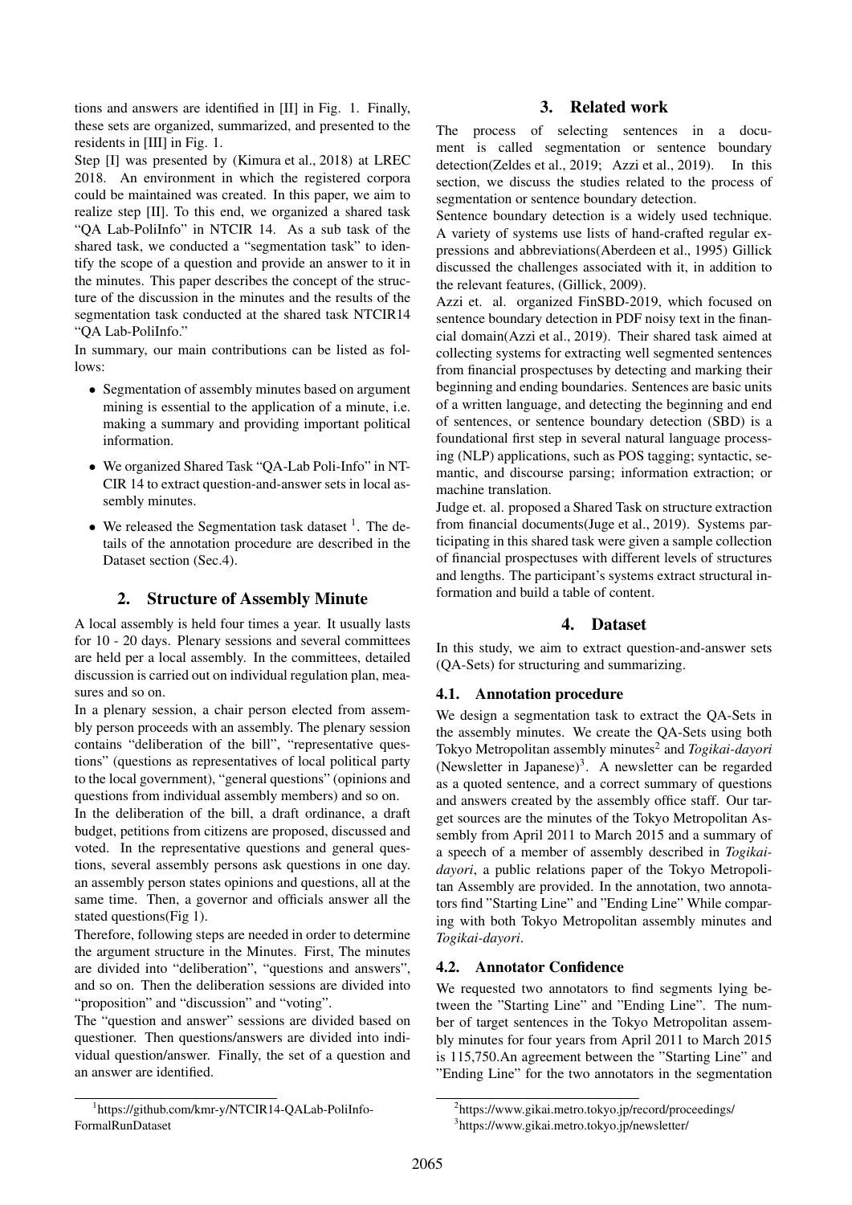tions and answers are identified in [II] in Fig. 1. Finally, these sets are organized, summarized, and presented to the residents in [III] in Fig. 1.

Step [I] was presented by (Kimura et al., 2018) at LREC 2018. An environment in which the registered corpora could be maintained was created. In this paper, we aim to realize step [II]. To this end, we organized a shared task "QA Lab-PoliInfo" in NTCIR 14. As a sub task of the shared task, we conducted a "segmentation task" to identify the scope of a question and provide an answer to it in the minutes. This paper describes the concept of the structure of the discussion in the minutes and the results of the segmentation task conducted at the shared task NTCIR14 "QA Lab-PoliInfo."

In summary, our main contributions can be listed as follows:

- Segmentation of assembly minutes based on argument mining is essential to the application of a minute, i.e. making a summary and providing important political information.
- We organized Shared Task "QA-Lab Poli-Info" in NTCIR 14 to extract question-and-answer sets in local assembly minutes.
- We released the Segmentation task dataset [1]. The details of the annotation procedure are described in the Dataset section (Sec.4).

## 2. Structure of Assembly Minute

A local assembly is held four times a year. It usually lasts for 10 - 20 days. Plenary sessions and several committees are held per a local assembly. In the committees, detailed discussion is carried out on individual regulation plan, measures and so on.

In a plenary session, a chair person elected from assembly person proceeds with an assembly. The plenary session contains "deliberation of the bill", "representative questions" (questions as representatives of local political party to the local government), "general questions" (opinions and questions from individual assembly members) and so on.

In the deliberation of the bill, a draft ordinance, a draft budget, petitions from citizens are proposed, discussed and voted. In the representative questions and general questions, several assembly persons ask questions in one day. an assembly person states opinions and questions, all at the same time. Then, a governor and officials answer all the stated questions(Fig 1).

Therefore, following steps are needed in order to determine the argument structure in the Minutes. First, The minutes are divided into "deliberation", "questions and answers", and so on. Then the deliberation sessions are divided into "proposition" and "discussion" and "voting".

The "question and answer" sessions are divided based on questioner. Then questions/answers are divided into individual question/answer. Finally, the set of a question and an answer are identified.

[1] https://github.com/kmr-y/NTCIR14-QALab-PoliInfo-FormalRunDataset

## 3. Related work

The process of selecting sentences in a document is called segmentation or sentence boundary detection(Zeldes et al., 2019; Azzi et al., 2019). In this section, we discuss the studies related to the process of segmentation or sentence boundary detection.

Sentence boundary detection is a widely used technique. A variety of systems use lists of hand-crafted regular expressions and abbreviations(Aberdeen et al., 1995) Gillick discussed the challenges associated with it, in addition to the relevant features, (Gillick, 2009).

Azzi et. al. organized FinSBD-2019, which focused on sentence boundary detection in PDF noisy text in the financial domain(Azzi et al., 2019). Their shared task aimed at collecting systems for extracting well segmented sentences from financial prospectuses by detecting and marking their beginning and ending boundaries. Sentences are basic units of a written language, and detecting the beginning and end of sentences, or sentence boundary detection (SBD) is a foundational first step in several natural language processing (NLP) applications, such as POS tagging; syntactic, semantic, and discourse parsing; information extraction; or machine translation.

Judge et. al. proposed a Shared Task on structure extraction from financial documents(Juge et al., 2019). Systems participating in this shared task were given a sample collection of financial prospectuses with different levels of structures and lengths. The participant's systems extract structural information and build a table of content.

## 4. Dataset

In this study, we aim to extract question-and-answer sets (QA-Sets) for structuring and summarizing.

### 4.1. Annotation procedure

We design a segmentation task to extract the QA-Sets in the assembly minutes. We create the QA-Sets using both Tokyo Metropolitan assembly minutes[2] and *Togikai-dayori* (Newsletter in Japanese)[3]. A newsletter can be regarded as a quoted sentence, and a correct summary of questions and answers created by the assembly office staff. Our target sources are the minutes of the Tokyo Metropolitan Assembly from April 2011 to March 2015 and a summary of a speech of a member of assembly described in *Togikai-dayori*, a public relations paper of the Tokyo Metropolitan Assembly are provided. In the annotation, two annotators find "Starting Line" and "Ending Line" While comparing with both Tokyo Metropolitan assembly minutes and *Togikai-dayori*.

### 4.2. Annotator Confidence

We requested two annotators to find segments lying between the "Starting Line" and "Ending Line". The number of target sentences in the Tokyo Metropolitan assembly minutes for four years from April 2011 to March 2015 is 115,750.An agreement between the "Starting Line" and "Ending Line" for the two annotators in the segmentation

[2] https://www.gikai.metro.tokyo.jp/record/proceedings/

[3] https://www.gikai.metro.tokyo.jp/newsletter/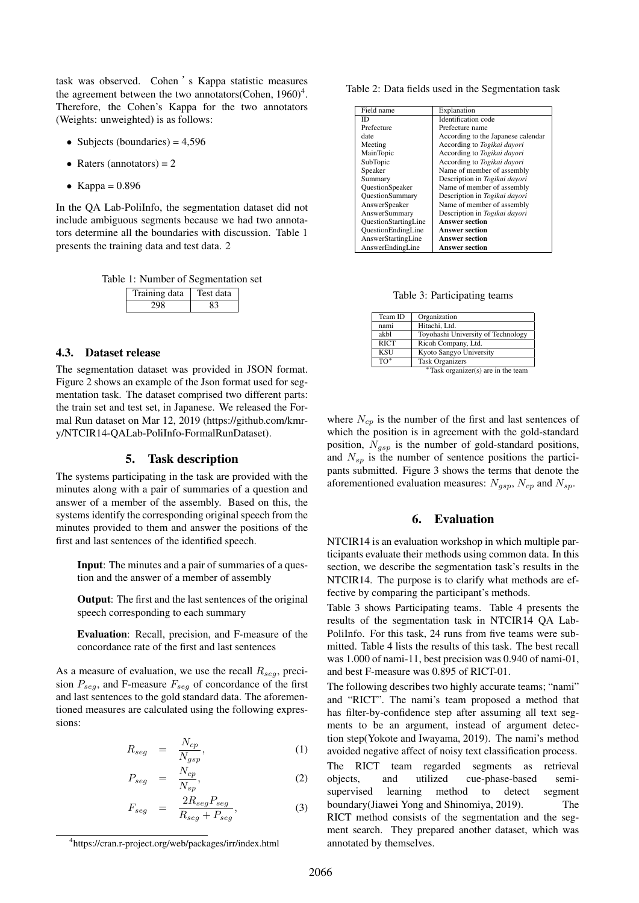task was observed. Cohen's Kappa statistic measures the agreement between the two annotators(Cohen, 1960)[4]. Therefore, the Cohen's Kappa for the two annotators (Weights: unweighted) is as follows:

- Subjects (boundaries) = 4,596
- Raters (annotators) = 2
- Kappa = 0.896

In the QA Lab-PoliInfo, the segmentation dataset did not include ambiguous segments because we had two annotators determine all the boundaries with discussion. Table 1 presents the training data and test data. 2

Table 1: Number of Segmentation set

| Training data | Test data |
|---|---|
| 298 | 83 |

### 4.3. Dataset release

The segmentation dataset was provided in JSON format. Figure 2 shows an example of the Json format used for segmentation task. The dataset comprised two different parts: the train set and test set, in Japanese. We released the Formal Run dataset on Mar 12, 2019 (https://github.com/kmr-y/NTCIR14-QALab-PoliInfo-FormalRunDataset).

## 5. Task description

The systems participating in the task are provided with the minutes along with a pair of summaries of a question and answer of a member of the assembly. Based on this, the systems identify the corresponding original speech from the minutes provided to them and answer the positions of the first and last sentences of the identified speech.

> **Input**: The minutes and a pair of summaries of a question and the answer of a member of assembly
>
> **Output**: The first and the last sentences of the original speech corresponding to each summary
>
> **Evaluation**: Recall, precision, and F-measure of the concordance rate of the first and last sentences

As a measure of evaluation, we use the recall $R_{seg}$, precision $P_{seg}$, and F-measure $F_{seg}$ of concordance of the first and last sentences to the gold standard data. The aforementioned measures are calculated using the following expressions:

$$R_{seg} = \frac{N_{cp}}{N_{gsp}}, \quad (1)$$

$$P_{seg} = \frac{N_{cp}}{N_{sp}}, \quad (2)$$

$$F_{seg} = \frac{2R_{seg}P_{seg}}{R_{seg} + P_{seg}}, \quad (3)$$

[4] https://cran.r-project.org/web/packages/irr/index.html

Table 2: Data fields used in the Segmentation task

| Field name | Explanation |
|---|---|
| ID | Identification code |
| Prefecture | Prefecture name |
| date | According to the Japanese calendar |
| Meeting | According to *Togikai dayori* |
| MainTopic | According to *Togikai dayori* |
| SubTopic | According to *Togikai dayori* |
| Speaker | Name of member of assembly |
| Summary | Description in *Togikai dayori* |
| QuestionSpeaker | Name of member of assembly |
| QuestionSummary | Description in *Togikai dayori* |
| AnswerSpeaker | Name of member of assembly |
| AnswerSummary | Description in *Togikai dayori* |
| QuestionStartingLine | **Answer section** |
| QuestionEndingLine | **Answer section** |
| AnswerStartingLine | **Answer section** |
| AnswerEndingLine | **Answer section** |

Table 3: Participating teams

| Team ID | Organization |
|---|---|
| nami | Hitachi, Ltd. |
| akbl | Toyohashi University of Technology |
| RICT | Ricoh Company, Ltd. |
| KSU | Kyoto Sangyo University |
| TO* | Task Organizers |

*Task organizer(s) are in the team

where $N_{cp}$ is the number of the first and last sentences of which the position is in agreement with the gold-standard position, $N_{gsp}$ is the number of gold-standard positions, and $N_{sp}$ is the number of sentence positions the participants submitted. Figure 3 shows the terms that denote the aforementioned evaluation measures: $N_{gsp}$, $N_{cp}$ and $N_{sp}$.

## 6. Evaluation

NTCIR14 is an evaluation workshop in which multiple participants evaluate their methods using common data. In this section, we describe the segmentation task's results in the NTCIR14. The purpose is to clarify what methods are effective by comparing the participant's methods.

Table 3 shows Participating teams. Table 4 presents the results of the segmentation task in NTCIR14 QA Lab-PoliInfo. For this task, 24 runs from five teams were submitted. Table 4 lists the results of this task. The best recall was 1.000 of nami-11, best precision was 0.940 of nami-01, and best F-measure was 0.895 of RICT-01.

The following describes two highly accurate teams; "nami" and "RICT". The nami's team proposed a method that has filter-by-confidence step after assuming all text segments to be an argument, instead of argument detection step(Yokote and Iwayama, 2019). The nami's method avoided negative affect of noisy text classification process.

The RICT team regarded segments as retrieval objects, and utilized cue-phase-based semi-supervised learning method to detect segment boundary(Jiawei Yong and Shinomiya, 2019). The RICT method consists of the segmentation and the segment search. They prepared another dataset, which was annotated by themselves.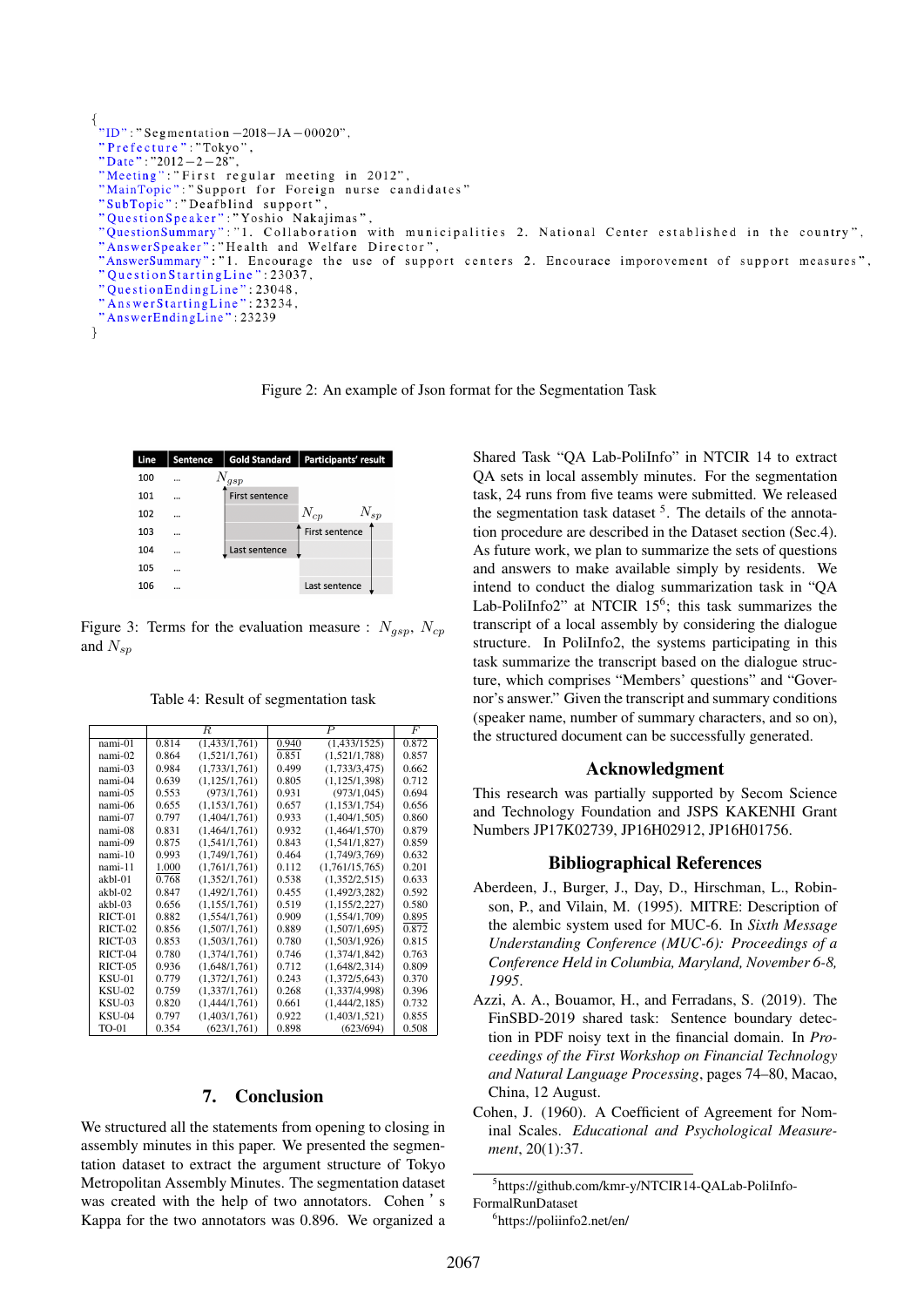```
{
"ID":"Segmentation-2018-JA-00020",
"Prefecture":"Tokyo",
"Date":"2012-2-28",
"Meeting":"First regular meeting in 2012",
"MainTopic":"Support for Foreign nurse candidates"
"SubTopic":"Deafblind support",
"QuestionSpeaker":"Yoshio Nakajimas",
"QuestionSummary":"1. Collaboration with municipalities 2. National Center established in the country",
"AnswerSpeaker":"Health and Welfare Director",
"AnswerSummary":"1. Encourage the use of support centers 2. Encourace imporovement of support measures",
"QuestionStartingLine":23037,
"QuestionEndingLine":23048,
"AnswerStartingLine":23234,
"AnswerEndingLine":23239
}
```

Figure 2: An example of Json format for the Segmentation Task

| Line | Sentence | Gold Standard | Participants' result |
|---|---|---|---|
| 100 | ... | $N_{gsp}$ | |
| 101 | ... | First sentence | |
| 102 | ... | | $N_{cp}$ $N_{sp}$ |
| 103 | ... | | First sentence |
| 104 | ... | Last sentence | |
| 105 | ... | | |
| 106 | ... | | Last sentence |

Figure 3: Terms for the evaluation measure : $N_{gsp}$, $N_{cp}$ and $N_{sp}$

Table 4: Result of segmentation task

| | $R$ | | $P$ | | $F$ |
|---|---|---|---|---|---|
| nami-01 | 0.814 | (1,433/1,761) | 0.940 | (1,433/1525) | 0.872 |
| nami-02 | 0.864 | (1,521/1,761) | 0.851 | (1,521/1,788) | 0.857 |
| nami-03 | 0.984 | (1,733/1,761) | 0.499 | (1,733/3,475) | 0.662 |
| nami-04 | 0.639 | (1,125/1,761) | 0.805 | (1,125/1,398) | 0.712 |
| nami-05 | 0.553 | (973/1,761) | 0.931 | (973/1,045) | 0.694 |
| nami-06 | 0.655 | (1,153/1,761) | 0.657 | (1,153/1,754) | 0.656 |
| nami-07 | 0.797 | (1,404/1,761) | 0.933 | (1,404/1,505) | 0.860 |
| nami-08 | 0.831 | (1,464/1,761) | 0.932 | (1,464/1,570) | 0.879 |
| nami-09 | 0.875 | (1,541/1,761) | 0.843 | (1,541/1,827) | 0.859 |
| nami-10 | 0.993 | (1,749/1,761) | 0.464 | (1,749/3,769) | 0.632 |
| nami-11 | 1.000 | (1,761/1,761) | 0.112 | (1,761/15,765) | 0.201 |
| akbl-01 | 0.768 | (1,352/1,761) | 0.538 | (1,352/2,515) | 0.633 |
| akbl-02 | 0.847 | (1,492/1,761) | 0.455 | (1,492/3,282) | 0.592 |
| akbl-03 | 0.656 | (1,155/1,761) | 0.519 | (1,155/2,227) | 0.580 |
| RICT-01 | 0.882 | (1,554/1,761) | 0.909 | (1,554/1,709) | 0.895 |
| RICT-02 | 0.856 | (1,507/1,761) | 0.889 | (1,507/1,695) | 0.872 |
| RICT-03 | 0.853 | (1,503/1,761) | 0.780 | (1,503/1,926) | 0.815 |
| RICT-04 | 0.780 | (1,374/1,761) | 0.746 | (1,374/1,842) | 0.763 |
| RICT-05 | 0.936 | (1,648/1,761) | 0.712 | (1,648/2,314) | 0.809 |
| KSU-01 | 0.779 | (1,372/1,761) | 0.243 | (1,372/5,643) | 0.370 |
| KSU-02 | 0.759 | (1,337/1,761) | 0.268 | (1,337/4,998) | 0.396 |
| KSU-03 | 0.820 | (1,444/1,761) | 0.661 | (1,444/2,185) | 0.732 |
| KSU-04 | 0.797 | (1,403/1,761) | 0.922 | (1,403/1,521) | 0.855 |
| TO-01 | 0.354 | (623/1,761) | 0.898 | (623/694) | 0.508 |

## 7. Conclusion

We structured all the statements from opening to closing in assembly minutes in this paper. We presented the segmentation dataset to extract the argument structure of Tokyo Metropolitan Assembly Minutes. The segmentation dataset was created with the help of two annotators. Cohen's Kappa for the two annotators was 0.896. We organized a Shared Task "QA Lab-PoliInfo" in NTCIR 14 to extract QA sets in local assembly minutes. For the segmentation task, 24 runs from five teams were submitted. We released the segmentation task dataset [5]. The details of the annotation procedure are described in the Dataset section (Sec.4). As future work, we plan to summarize the sets of questions and answers to make available simply by residents. We intend to conduct the dialog summarization task in "QA Lab-PoliInfo2" at NTCIR 15[6]; this task summarizes the transcript of a local assembly by considering the dialogue structure. In PoliInfo2, the systems participating in this task summarize the transcript based on the dialogue structure, which comprises "Members' questions" and "Governor's answer." Given the transcript and summary conditions (speaker name, number of summary characters, and so on), the structured document can be successfully generated.

## Acknowledgment

This research was partially supported by Secom Science and Technology Foundation and JSPS KAKENHI Grant Numbers JP17K02739, JP16H02912, JP16H01756.

## Bibliographical References

Aberdeen, J., Burger, J., Day, D., Hirschman, L., Robinson, P., and Vilain, M. (1995). MITRE: Description of the alembic system used for MUC-6. In *Sixth Message Understanding Conference (MUC-6): Proceedings of a Conference Held in Columbia, Maryland, November 6-8, 1995*.

Azzi, A. A., Bouamor, H., and Ferradans, S. (2019). The FinSBD-2019 shared task: Sentence boundary detection in PDF noisy text in the financial domain. In *Proceedings of the First Workshop on Financial Technology and Natural Language Processing*, pages 74–80, Macao, China, 12 August.

Cohen, J. (1960). A Coefficient of Agreement for Nominal Scales. *Educational and Psychological Measurement*, 20(1):37.

[5] https://github.com/kmr-y/NTCIR14-QALab-PoliInfo-FormalRunDataset

[6] https://poliinfo2.net/en/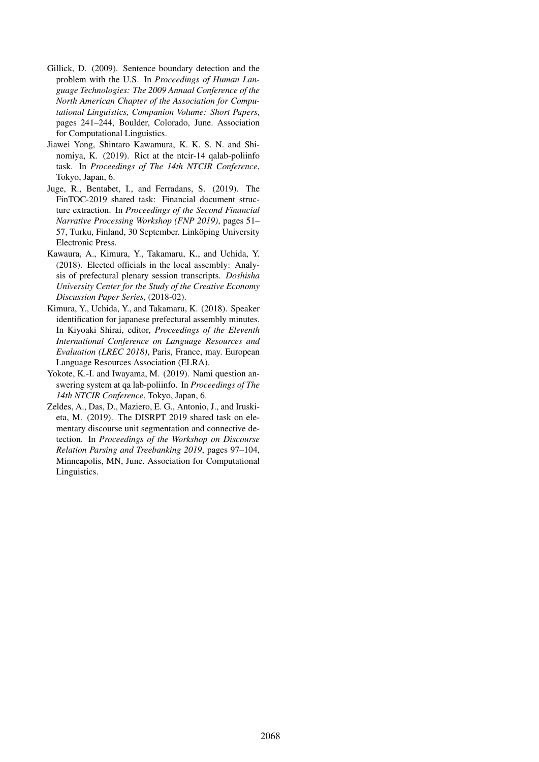Gillick, D. (2009). Sentence boundary detection and the problem with the U.S. In *Proceedings of Human Language Technologies: The 2009 Annual Conference of the North American Chapter of the Association for Computational Linguistics, Companion Volume: Short Papers*, pages 241–244, Boulder, Colorado, June. Association for Computational Linguistics.

Jiawei Yong, Shintaro Kawamura, K. K. S. N. and Shinomiya, K. (2019). Rict at the ntcir-14 qalab-poliinfo task. In *Proceedings of The 14th NTCIR Conference*, Tokyo, Japan, 6.

Juge, R., Bentabet, I., and Ferradans, S. (2019). The FinTOC-2019 shared task: Financial document structure extraction. In *Proceedings of the Second Financial Narrative Processing Workshop (FNP 2019)*, pages 51–57, Turku, Finland, 30 September. Linköping University Electronic Press.

Kawaura, A., Kimura, Y., Takamaru, K., and Uchida, Y. (2018). Elected officials in the local assembly: Analysis of prefectural plenary session transcripts. *Doshisha University Center for the Study of the Creative Economy Discussion Paper Series*, (2018-02).

Kimura, Y., Uchida, Y., and Takamaru, K. (2018). Speaker identification for japanese prefectural assembly minutes. In Kiyoaki Shirai, editor, *Proceedings of the Eleventh International Conference on Language Resources and Evaluation (LREC 2018)*, Paris, France, may. European Language Resources Association (ELRA).

Yokote, K.-I. and Iwayama, M. (2019). Nami question answering system at qa lab-poliinfo. In *Proceedings of The 14th NTCIR Conference*, Tokyo, Japan, 6.

Zeldes, A., Das, D., Maziero, E. G., Antonio, J., and Iruskieta, M. (2019). The DISRPT 2019 shared task on elementary discourse unit segmentation and connective detection. In *Proceedings of the Workshop on Discourse Relation Parsing and Treebanking 2019*, pages 97–104, Minneapolis, MN, June. Association for Computational Linguistics.